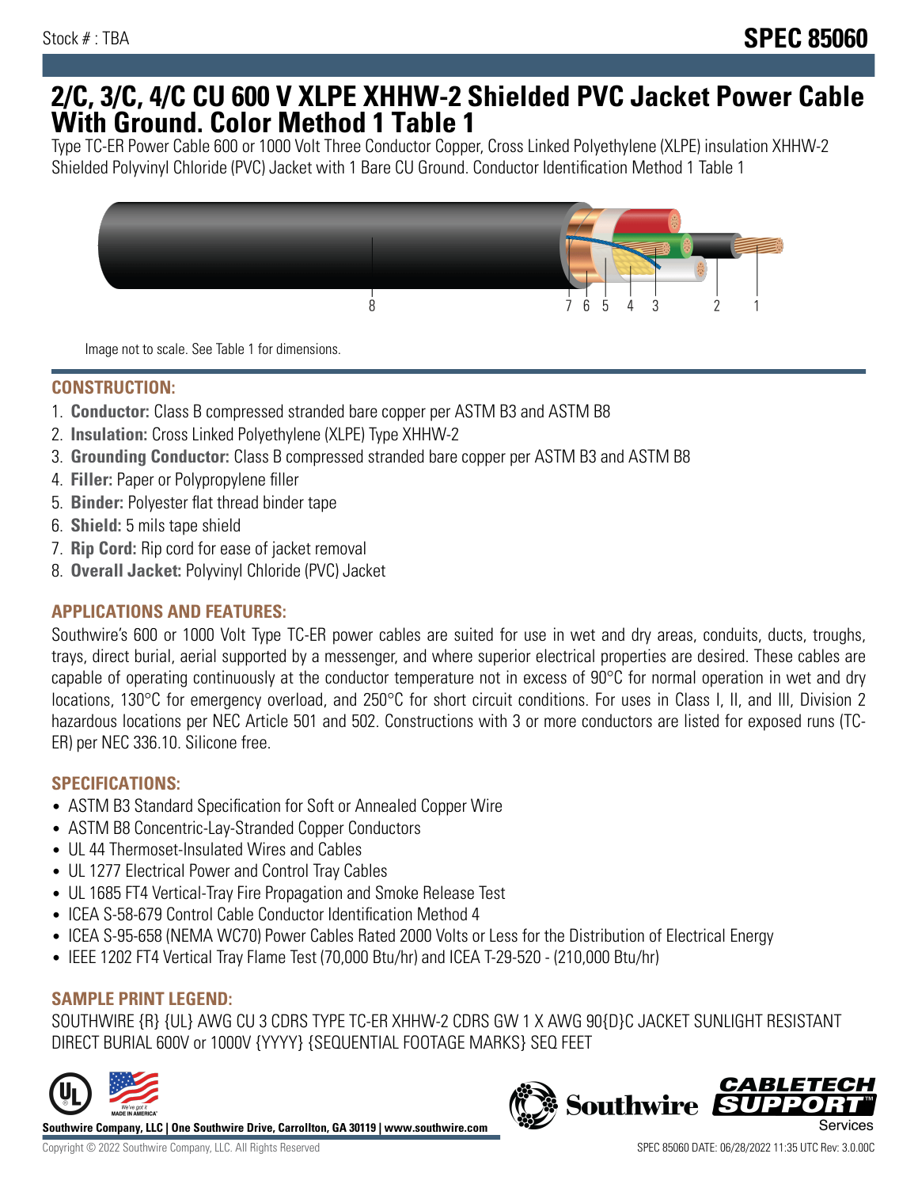Stock # : TBA

**SPEC 85060**

# 2/C, 3/C, 4/C CU 600 V XLPE XHHW-2 Shielded PVC Jacket Power Cable With Ground. Color Method 1 Table 1

Type TC-ER Power Cable 600 or 1000 Volt Three Conductor Copper, Cross Linked Polyethylene (XLPE) insulation XHHW-2 Shielded Polyvinyl Chloride (PVC) Jacket with 1 Bare CU Ground. Conductor Identification Method 1 Table 1

Image not to scale. See Table 1 for dimensions.

## CONSTRUCTION:

1. **Conductor:** Class B compressed stranded bare copper per ASTM B3 and ASTM B8
2. **Insulation:** Cross Linked Polyethylene (XLPE) Type XHHW-2
3. **Grounding Conductor:** Class B compressed stranded bare copper per ASTM B3 and ASTM B8
4. **Filler:** Paper or Polypropylene filler
5. **Binder:** Polyester flat thread binder tape
6. **Shield:** 5 mils tape shield
7. **Rip Cord:** Rip cord for ease of jacket removal
8. **Overall Jacket:** Polyvinyl Chloride (PVC) Jacket

## APPLICATIONS AND FEATURES:

Southwire's 600 or 1000 Volt Type TC-ER power cables are suited for use in wet and dry areas, conduits, ducts, troughs, trays, direct burial, aerial supported by a messenger, and where superior electrical properties are desired. These cables are capable of operating continuously at the conductor temperature not in excess of 90°C for normal operation in wet and dry locations, 130°C for emergency overload, and 250°C for short circuit conditions. For uses in Class I, II, and III, Division 2 hazardous locations per NEC Article 501 and 502. Constructions with 3 or more conductors are listed for exposed runs (TC-ER) per NEC 336.10. Silicone free.

## SPECIFICATIONS:

- ASTM B3 Standard Specification for Soft or Annealed Copper Wire
- ASTM B8 Concentric-Lay-Stranded Copper Conductors
- UL 44 Thermoset-Insulated Wires and Cables
- UL 1277 Electrical Power and Control Tray Cables
- UL 1685 FT4 Vertical-Tray Fire Propagation and Smoke Release Test
- ICEA S-58-679 Control Cable Conductor Identification Method 4
- ICEA S-95-658 (NEMA WC70) Power Cables Rated 2000 Volts or Less for the Distribution of Electrical Energy
- IEEE 1202 FT4 Vertical Tray Flame Test (70,000 Btu/hr) and ICEA T-29-520 - (210,000 Btu/hr)

## SAMPLE PRINT LEGEND:

SOUTHWIRE {R} {UL} AWG CU 3 CDRS TYPE TC-ER XHHW-2 CDRS GW 1 X AWG 90{D}C JACKET SUNLIGHT RESISTANT DIRECT BURIAL 600V or 1000V {YYYY} {SEQUENTIAL FOOTAGE MARKS} SEQ FEET

**Southwire Company, LLC | One Southwire Drive, Carrollton, GA 30119 | www.southwire.com**

Copyright © 2022 Southwire Company, LLC. All Rights Reserved

SPEC 85060 DATE: 06/28/2022 11:35 UTC Rev: 3.0.00C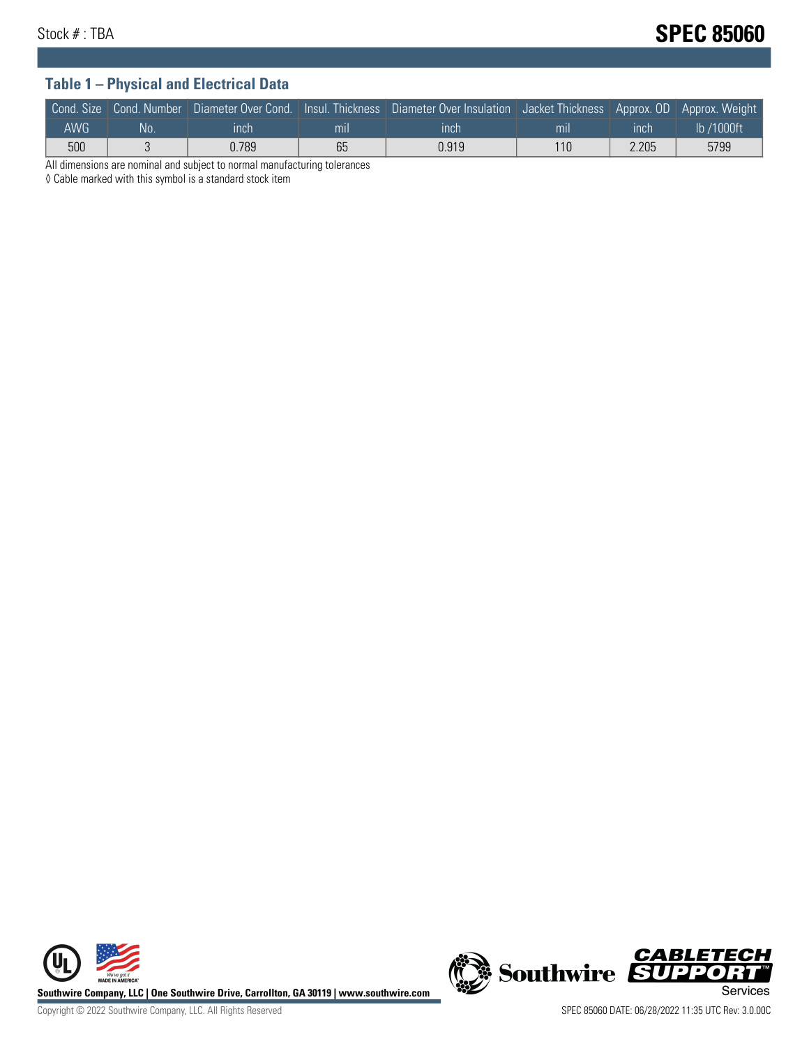### Table 1 – Physical and Electrical Data

| Cond. Size | Cond. Number | Diameter Over Cond. | Insul. Thickness | Diameter Over Insulation | Jacket Thickness | Approx. OD | Approx. Weight |
|---|---|---|---|---|---|---|---|
| AWG | No. | inch | mil | inch | mil | inch | lb /1000ft |
| 500 | 3 | 0.789 | 65 | 0.919 | 110 | 2.205 | 5799 |

All dimensions are nominal and subject to normal manufacturing tolerances

◊ Cable marked with this symbol is a standard stock item